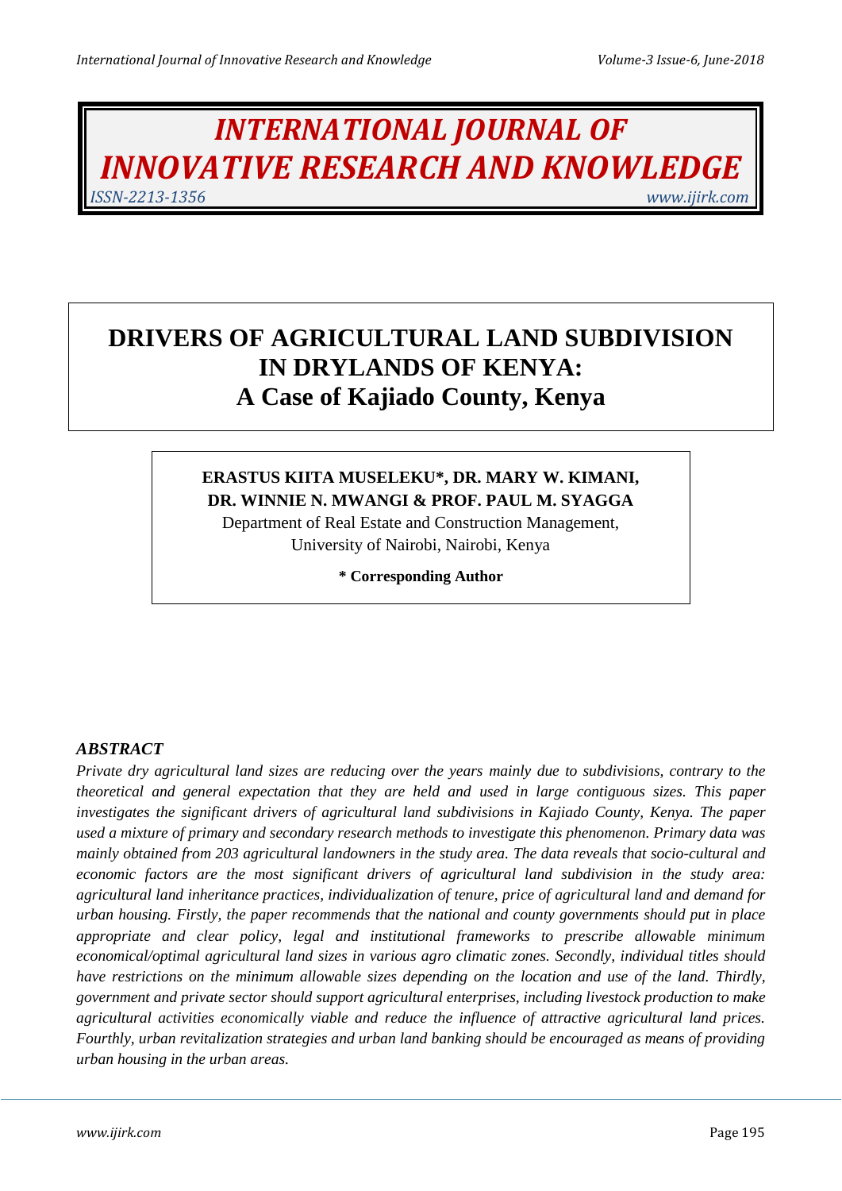# INTERNATIONAL JOURNAL OF INNOVATIVE RESEARCH AND KNOWLEDGE

*ISSN-2213-1356* *www.ijirk.com*

# DRIVERS OF AGRICULTURAL LAND SUBDIVISION IN DRYLANDS OF KENYA: A Case of Kajiado County, Kenya

**ERASTUS KIITA MUSELEKU\*, DR. MARY W. KIMANI, DR. WINNIE N. MWANGI & PROF. PAUL M. SYAGGA**

Department of Real Estate and Construction Management, University of Nairobi, Nairobi, Kenya

**\* Corresponding Author**

## *ABSTRACT*

*Private dry agricultural land sizes are reducing over the years mainly due to subdivisions, contrary to the theoretical and general expectation that they are held and used in large contiguous sizes. This paper investigates the significant drivers of agricultural land subdivisions in Kajiado County, Kenya. The paper used a mixture of primary and secondary research methods to investigate this phenomenon. Primary data was mainly obtained from 203 agricultural landowners in the study area. The data reveals that socio-cultural and economic factors are the most significant drivers of agricultural land subdivision in the study area: agricultural land inheritance practices, individualization of tenure, price of agricultural land and demand for urban housing. Firstly, the paper recommends that the national and county governments should put in place appropriate and clear policy, legal and institutional frameworks to prescribe allowable minimum economical/optimal agricultural land sizes in various agro climatic zones. Secondly, individual titles should have restrictions on the minimum allowable sizes depending on the location and use of the land. Thirdly, government and private sector should support agricultural enterprises, including livestock production to make agricultural activities economically viable and reduce the influence of attractive agricultural land prices. Fourthly, urban revitalization strategies and urban land banking should be encouraged as means of providing urban housing in the urban areas.*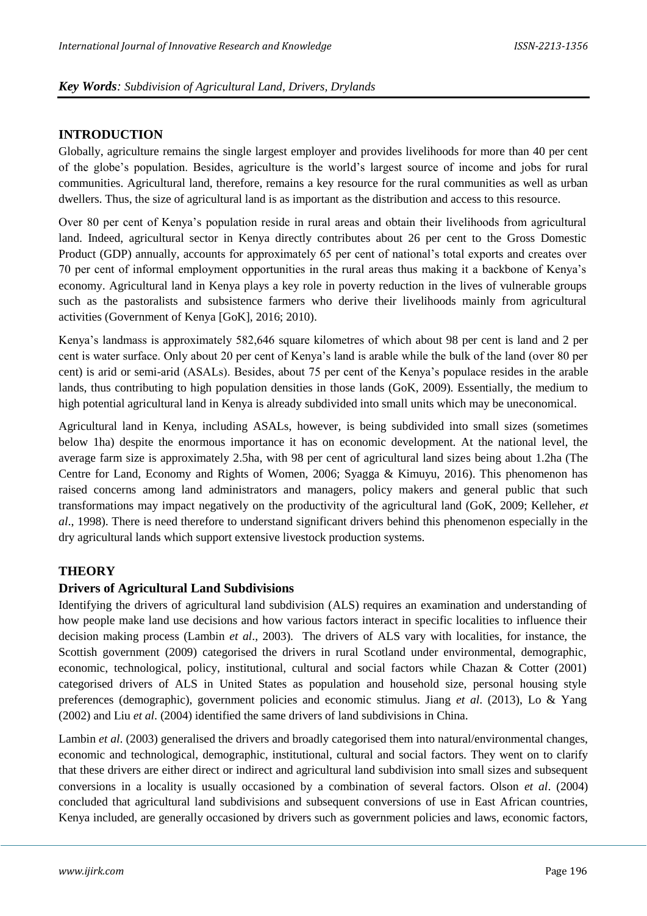***Key Words**: Subdivision of Agricultural Land, Drivers, Drylands*

## INTRODUCTION

Globally, agriculture remains the single largest employer and provides livelihoods for more than 40 per cent of the globe's population. Besides, agriculture is the world's largest source of income and jobs for rural communities. Agricultural land, therefore, remains a key resource for the rural communities as well as urban dwellers. Thus, the size of agricultural land is as important as the distribution and access to this resource.

Over 80 per cent of Kenya's population reside in rural areas and obtain their livelihoods from agricultural land. Indeed, agricultural sector in Kenya directly contributes about 26 per cent to the Gross Domestic Product (GDP) annually, accounts for approximately 65 per cent of national's total exports and creates over 70 per cent of informal employment opportunities in the rural areas thus making it a backbone of Kenya's economy. Agricultural land in Kenya plays a key role in poverty reduction in the lives of vulnerable groups such as the pastoralists and subsistence farmers who derive their livelihoods mainly from agricultural activities (Government of Kenya [GoK], 2016; 2010).

Kenya's landmass is approximately 582,646 square kilometres of which about 98 per cent is land and 2 per cent is water surface. Only about 20 per cent of Kenya's land is arable while the bulk of the land (over 80 per cent) is arid or semi-arid (ASALs). Besides, about 75 per cent of the Kenya's populace resides in the arable lands, thus contributing to high population densities in those lands (GoK, 2009). Essentially, the medium to high potential agricultural land in Kenya is already subdivided into small units which may be uneconomical.

Agricultural land in Kenya, including ASALs, however, is being subdivided into small sizes (sometimes below 1ha) despite the enormous importance it has on economic development. At the national level, the average farm size is approximately 2.5ha, with 98 per cent of agricultural land sizes being about 1.2ha (The Centre for Land, Economy and Rights of Women, 2006; Syagga & Kimuyu, 2016). This phenomenon has raised concerns among land administrators and managers, policy makers and general public that such transformations may impact negatively on the productivity of the agricultural land (GoK, 2009; Kelleher, *et al*., 1998). There is need therefore to understand significant drivers behind this phenomenon especially in the dry agricultural lands which support extensive livestock production systems.

## THEORY

### Drivers of Agricultural Land Subdivisions

Identifying the drivers of agricultural land subdivision (ALS) requires an examination and understanding of how people make land use decisions and how various factors interact in specific localities to influence their decision making process (Lambin *et al*., 2003). The drivers of ALS vary with localities, for instance, the Scottish government (2009) categorised the drivers in rural Scotland under environmental, demographic, economic, technological, policy, institutional, cultural and social factors while Chazan & Cotter (2001) categorised drivers of ALS in United States as population and household size, personal housing style preferences (demographic), government policies and economic stimulus. Jiang *et al*. (2013), Lo & Yang (2002) and Liu *et al*. (2004) identified the same drivers of land subdivisions in China.

Lambin *et al*. (2003) generalised the drivers and broadly categorised them into natural/environmental changes, economic and technological, demographic, institutional, cultural and social factors. They went on to clarify that these drivers are either direct or indirect and agricultural land subdivision into small sizes and subsequent conversions in a locality is usually occasioned by a combination of several factors. Olson *et al*. (2004) concluded that agricultural land subdivisions and subsequent conversions of use in East African countries, Kenya included, are generally occasioned by drivers such as government policies and laws, economic factors,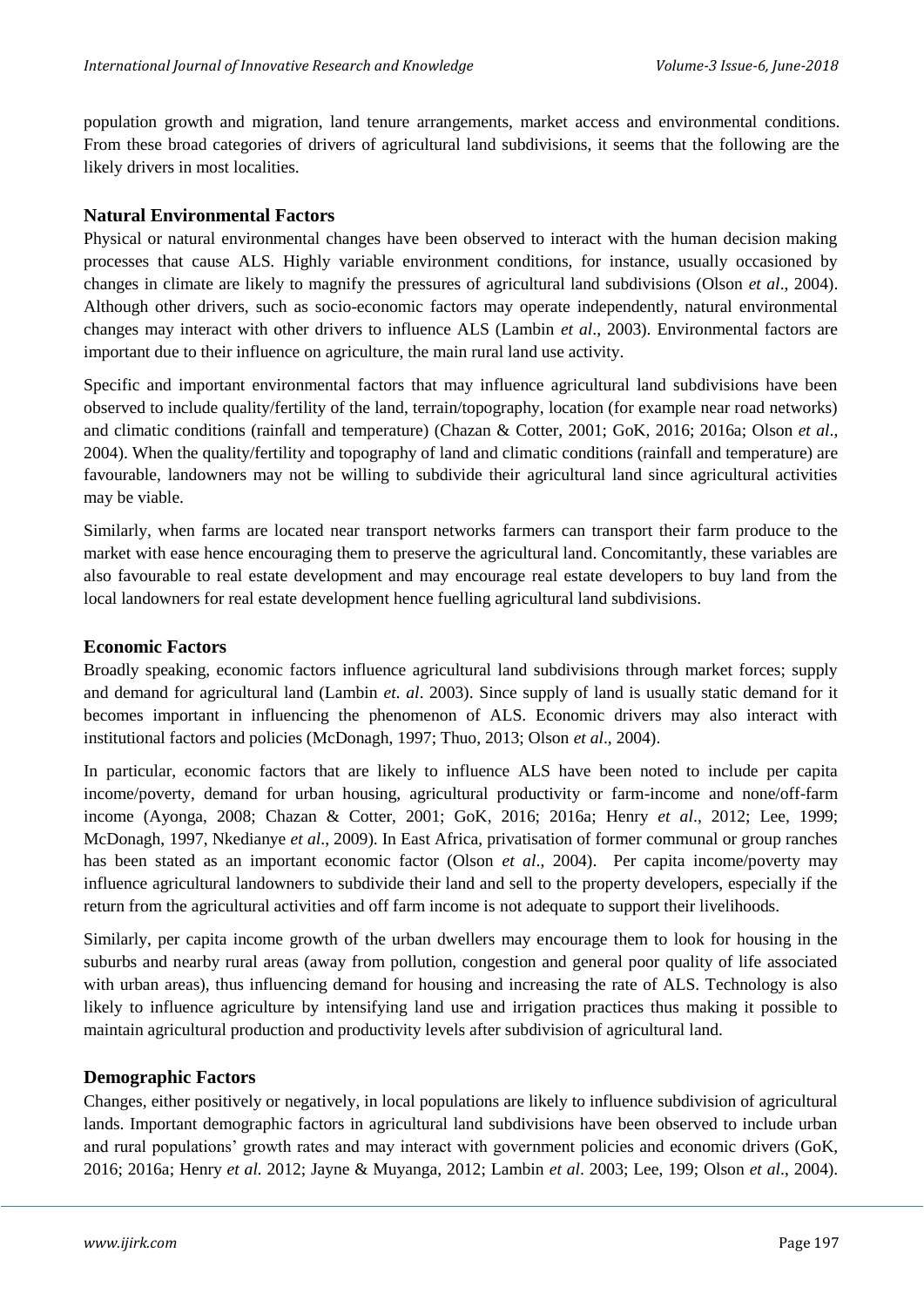population growth and migration, land tenure arrangements, market access and environmental conditions. From these broad categories of drivers of agricultural land subdivisions, it seems that the following are the likely drivers in most localities.

### Natural Environmental Factors

Physical or natural environmental changes have been observed to interact with the human decision making processes that cause ALS. Highly variable environment conditions, for instance, usually occasioned by changes in climate are likely to magnify the pressures of agricultural land subdivisions (Olson *et al*., 2004). Although other drivers, such as socio-economic factors may operate independently, natural environmental changes may interact with other drivers to influence ALS (Lambin *et al*., 2003). Environmental factors are important due to their influence on agriculture, the main rural land use activity.

Specific and important environmental factors that may influence agricultural land subdivisions have been observed to include quality/fertility of the land, terrain/topography, location (for example near road networks) and climatic conditions (rainfall and temperature) (Chazan & Cotter, 2001; GoK, 2016; 2016a; Olson *et al*., 2004). When the quality/fertility and topography of land and climatic conditions (rainfall and temperature) are favourable, landowners may not be willing to subdivide their agricultural land since agricultural activities may be viable.

Similarly, when farms are located near transport networks farmers can transport their farm produce to the market with ease hence encouraging them to preserve the agricultural land. Concomitantly, these variables are also favourable to real estate development and may encourage real estate developers to buy land from the local landowners for real estate development hence fuelling agricultural land subdivisions.

### Economic Factors

Broadly speaking, economic factors influence agricultural land subdivisions through market forces; supply and demand for agricultural land (Lambin *et. al*. 2003). Since supply of land is usually static demand for it becomes important in influencing the phenomenon of ALS. Economic drivers may also interact with institutional factors and policies (McDonagh, 1997; Thuo, 2013; Olson *et al*., 2004).

In particular, economic factors that are likely to influence ALS have been noted to include per capita income/poverty, demand for urban housing, agricultural productivity or farm-income and none/off-farm income (Ayonga, 2008; Chazan & Cotter, 2001; GoK, 2016; 2016a; Henry *et al*., 2012; Lee, 1999; McDonagh, 1997, Nkedianye *et al*., 2009). In East Africa, privatisation of former communal or group ranches has been stated as an important economic factor (Olson *et al*., 2004). Per capita income/poverty may influence agricultural landowners to subdivide their land and sell to the property developers, especially if the return from the agricultural activities and off farm income is not adequate to support their livelihoods.

Similarly, per capita income growth of the urban dwellers may encourage them to look for housing in the suburbs and nearby rural areas (away from pollution, congestion and general poor quality of life associated with urban areas), thus influencing demand for housing and increasing the rate of ALS. Technology is also likely to influence agriculture by intensifying land use and irrigation practices thus making it possible to maintain agricultural production and productivity levels after subdivision of agricultural land.

### Demographic Factors

Changes, either positively or negatively, in local populations are likely to influence subdivision of agricultural lands. Important demographic factors in agricultural land subdivisions have been observed to include urban and rural populations' growth rates and may interact with government policies and economic drivers (GoK, 2016; 2016a; Henry *et al.* 2012; Jayne & Muyanga, 2012; Lambin *et al*. 2003; Lee, 199; Olson *et al*., 2004).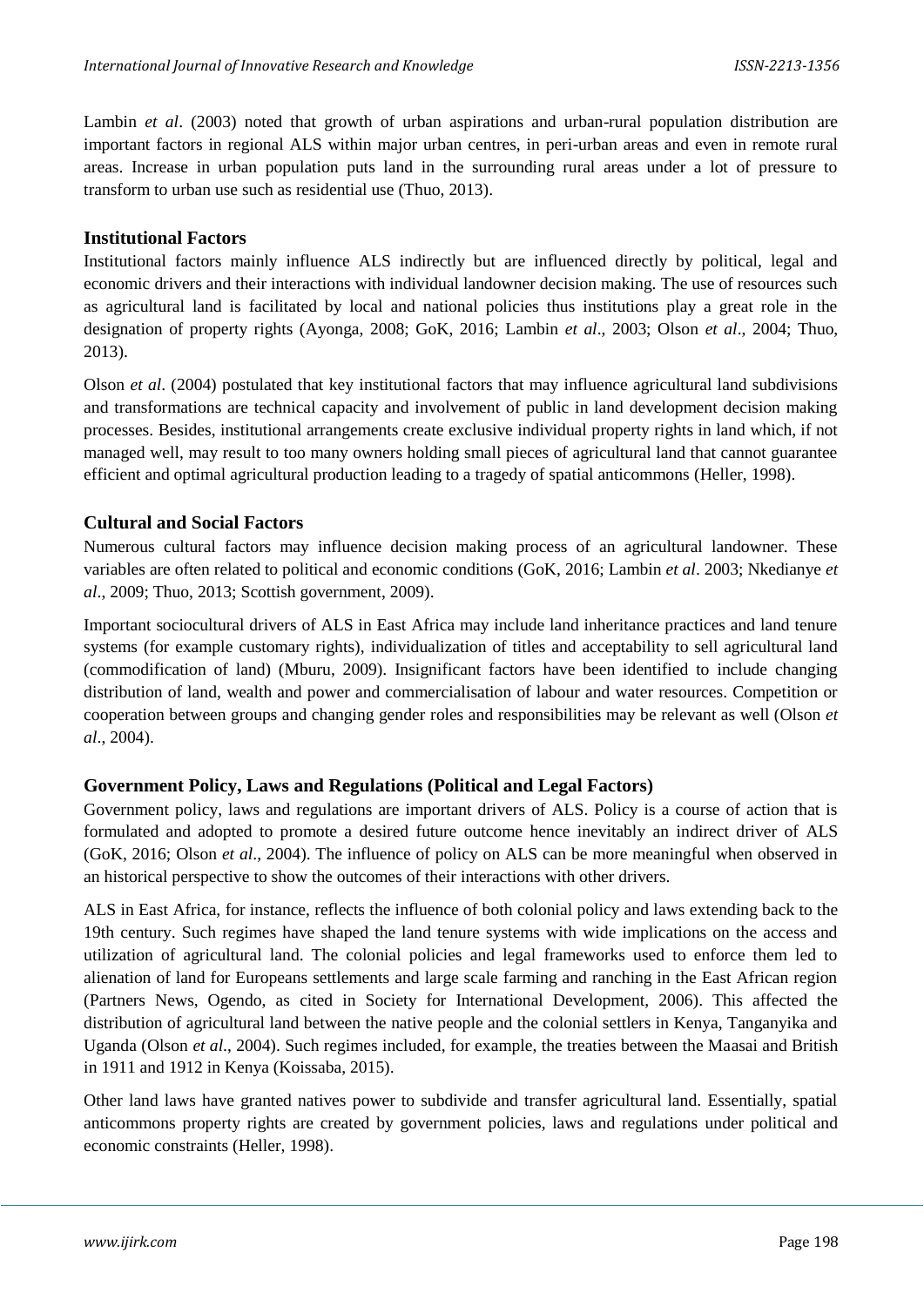Lambin *et al*. (2003) noted that growth of urban aspirations and urban-rural population distribution are important factors in regional ALS within major urban centres, in peri-urban areas and even in remote rural areas. Increase in urban population puts land in the surrounding rural areas under a lot of pressure to transform to urban use such as residential use (Thuo, 2013).

### Institutional Factors

Institutional factors mainly influence ALS indirectly but are influenced directly by political, legal and economic drivers and their interactions with individual landowner decision making. The use of resources such as agricultural land is facilitated by local and national policies thus institutions play a great role in the designation of property rights (Ayonga, 2008; GoK, 2016; Lambin *et al*., 2003; Olson *et al*., 2004; Thuo, 2013).

Olson *et al*. (2004) postulated that key institutional factors that may influence agricultural land subdivisions and transformations are technical capacity and involvement of public in land development decision making processes. Besides, institutional arrangements create exclusive individual property rights in land which, if not managed well, may result to too many owners holding small pieces of agricultural land that cannot guarantee efficient and optimal agricultural production leading to a tragedy of spatial anticommons (Heller, 1998).

### Cultural and Social Factors

Numerous cultural factors may influence decision making process of an agricultural landowner. These variables are often related to political and economic conditions (GoK, 2016; Lambin *et al*. 2003; Nkedianye *et al*., 2009; Thuo, 2013; Scottish government, 2009).

Important sociocultural drivers of ALS in East Africa may include land inheritance practices and land tenure systems (for example customary rights), individualization of titles and acceptability to sell agricultural land (commodification of land) (Mburu, 2009). Insignificant factors have been identified to include changing distribution of land, wealth and power and commercialisation of labour and water resources. Competition or cooperation between groups and changing gender roles and responsibilities may be relevant as well (Olson *et al*., 2004).

### Government Policy, Laws and Regulations (Political and Legal Factors)

Government policy, laws and regulations are important drivers of ALS. Policy is a course of action that is formulated and adopted to promote a desired future outcome hence inevitably an indirect driver of ALS (GoK, 2016; Olson *et al*., 2004). The influence of policy on ALS can be more meaningful when observed in an historical perspective to show the outcomes of their interactions with other drivers.

ALS in East Africa, for instance, reflects the influence of both colonial policy and laws extending back to the 19th century. Such regimes have shaped the land tenure systems with wide implications on the access and utilization of agricultural land. The colonial policies and legal frameworks used to enforce them led to alienation of land for Europeans settlements and large scale farming and ranching in the East African region (Partners News, Ogendo, as cited in Society for International Development, 2006). This affected the distribution of agricultural land between the native people and the colonial settlers in Kenya, Tanganyika and Uganda (Olson *et al*., 2004). Such regimes included, for example, the treaties between the Maasai and British in 1911 and 1912 in Kenya (Koissaba, 2015).

Other land laws have granted natives power to subdivide and transfer agricultural land. Essentially, spatial anticommons property rights are created by government policies, laws and regulations under political and economic constraints (Heller, 1998).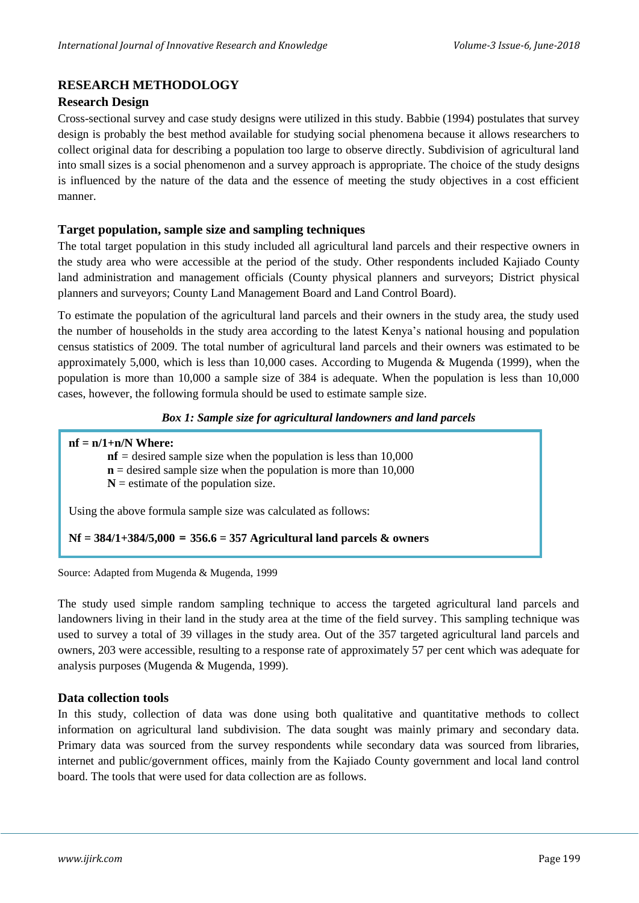## RESEARCH METHODOLOGY

### Research Design

Cross-sectional survey and case study designs were utilized in this study. Babbie (1994) postulates that survey design is probably the best method available for studying social phenomena because it allows researchers to collect original data for describing a population too large to observe directly. Subdivision of agricultural land into small sizes is a social phenomenon and a survey approach is appropriate. The choice of the study designs is influenced by the nature of the data and the essence of meeting the study objectives in a cost efficient manner.

### Target population, sample size and sampling techniques

The total target population in this study included all agricultural land parcels and their respective owners in the study area who were accessible at the period of the study. Other respondents included Kajiado County land administration and management officials (County physical planners and surveyors; District physical planners and surveyors; County Land Management Board and Land Control Board).

To estimate the population of the agricultural land parcels and their owners in the study area, the study used the number of households in the study area according to the latest Kenya's national housing and population census statistics of 2009. The total number of agricultural land parcels and their owners was estimated to be approximately 5,000, which is less than 10,000 cases. According to Mugenda & Mugenda (1999), when the population is more than 10,000 a sample size of 384 is adequate. When the population is less than 10,000 cases, however, the following formula should be used to estimate sample size.

*Box 1: Sample size for agricultural landowners and land parcels*

**nf = n/1+n/N Where:**

- **nf** = desired sample size when the population is less than 10,000
- **n** = desired sample size when the population is more than 10,000
- **N** = estimate of the population size.

Using the above formula sample size was calculated as follows:

**Nf = 384/1+384/5,000 = 356.6 = 357 Agricultural land parcels & owners**

Source: Adapted from Mugenda & Mugenda, 1999

The study used simple random sampling technique to access the targeted agricultural land parcels and landowners living in their land in the study area at the time of the field survey. This sampling technique was used to survey a total of 39 villages in the study area. Out of the 357 targeted agricultural land parcels and owners, 203 were accessible, resulting to a response rate of approximately 57 per cent which was adequate for analysis purposes (Mugenda & Mugenda, 1999).

### Data collection tools

In this study, collection of data was done using both qualitative and quantitative methods to collect information on agricultural land subdivision. The data sought was mainly primary and secondary data. Primary data was sourced from the survey respondents while secondary data was sourced from libraries, internet and public/government offices, mainly from the Kajiado County government and local land control board. The tools that were used for data collection are as follows.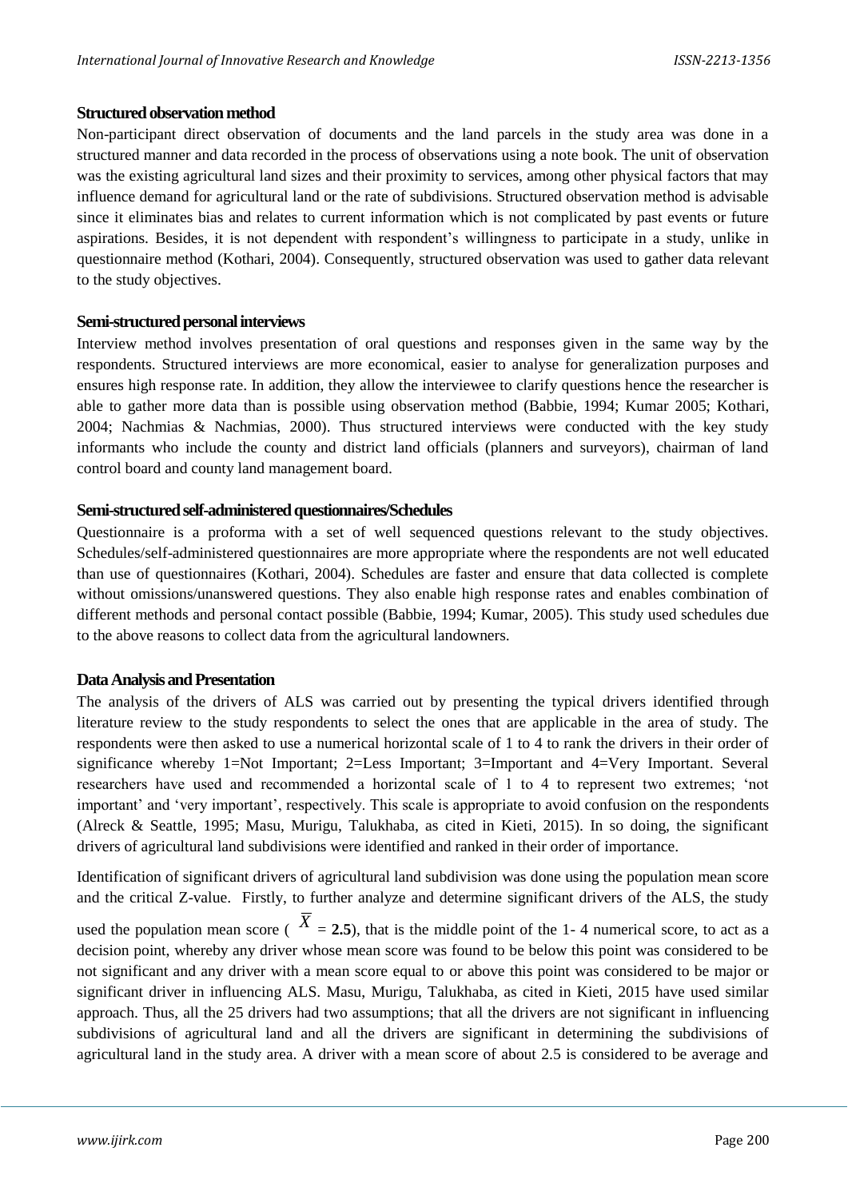### Structured observation method

Non-participant direct observation of documents and the land parcels in the study area was done in a structured manner and data recorded in the process of observations using a note book. The unit of observation was the existing agricultural land sizes and their proximity to services, among other physical factors that may influence demand for agricultural land or the rate of subdivisions. Structured observation method is advisable since it eliminates bias and relates to current information which is not complicated by past events or future aspirations. Besides, it is not dependent with respondent's willingness to participate in a study, unlike in questionnaire method (Kothari, 2004). Consequently, structured observation was used to gather data relevant to the study objectives.

### Semi-structured personal interviews

Interview method involves presentation of oral questions and responses given in the same way by the respondents. Structured interviews are more economical, easier to analyse for generalization purposes and ensures high response rate. In addition, they allow the interviewee to clarify questions hence the researcher is able to gather more data than is possible using observation method (Babbie, 1994; Kumar 2005; Kothari, 2004; Nachmias & Nachmias, 2000). Thus structured interviews were conducted with the key study informants who include the county and district land officials (planners and surveyors), chairman of land control board and county land management board.

### Semi-structured self-administered questionnaires/Schedules

Questionnaire is a proforma with a set of well sequenced questions relevant to the study objectives. Schedules/self-administered questionnaires are more appropriate where the respondents are not well educated than use of questionnaires (Kothari, 2004). Schedules are faster and ensure that data collected is complete without omissions/unanswered questions. They also enable high response rates and enables combination of different methods and personal contact possible (Babbie, 1994; Kumar, 2005). This study used schedules due to the above reasons to collect data from the agricultural landowners.

### Data Analysis and Presentation

The analysis of the drivers of ALS was carried out by presenting the typical drivers identified through literature review to the study respondents to select the ones that are applicable in the area of study. The respondents were then asked to use a numerical horizontal scale of 1 to 4 to rank the drivers in their order of significance whereby 1=Not Important; 2=Less Important; 3=Important and 4=Very Important. Several researchers have used and recommended a horizontal scale of 1 to 4 to represent two extremes; 'not important' and 'very important', respectively. This scale is appropriate to avoid confusion on the respondents (Alreck & Seattle, 1995; Masu, Murigu, Talukhaba, as cited in Kieti, 2015). In so doing, the significant drivers of agricultural land subdivisions were identified and ranked in their order of importance.

Identification of significant drivers of agricultural land subdivision was done using the population mean score and the critical Z-value. Firstly, to further analyze and determine significant drivers of the ALS, the study used the population mean score ( $\overline{X}$ = **2.5**), that is the middle point of the 1- 4 numerical score, to act as a decision point, whereby any driver whose mean score was found to be below this point was considered to be not significant and any driver with a mean score equal to or above this point was considered to be major or significant driver in influencing ALS. Masu, Murigu, Talukhaba, as cited in Kieti, 2015 have used similar approach. Thus, all the 25 drivers had two assumptions; that all the drivers are not significant in influencing subdivisions of agricultural land and all the drivers are significant in determining the subdivisions of agricultural land in the study area. A driver with a mean score of about 2.5 is considered to be average and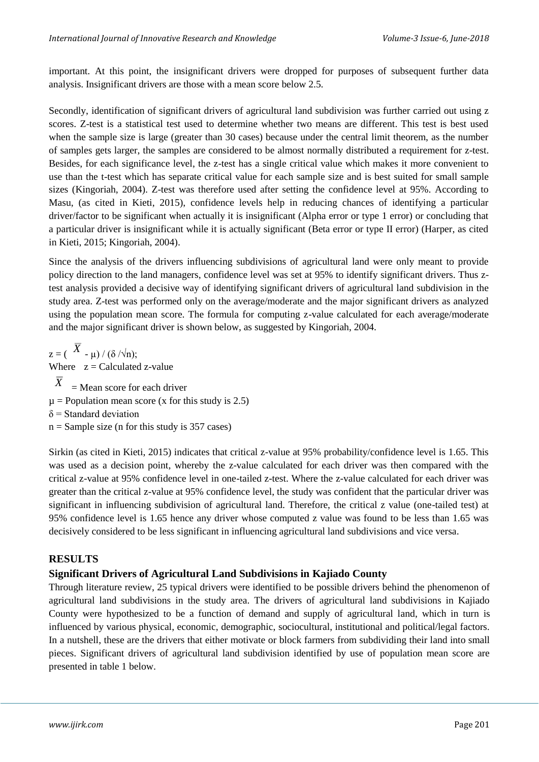important. At this point, the insignificant drivers were dropped for purposes of subsequent further data analysis. Insignificant drivers are those with a mean score below 2.5.

Secondly, identification of significant drivers of agricultural land subdivision was further carried out using z scores. Z-test is a statistical test used to determine whether two means are different. This test is best used when the sample size is large (greater than 30 cases) because under the central limit theorem, as the number of samples gets larger, the samples are considered to be almost normally distributed a requirement for z-test. Besides, for each significance level, the z-test has a single critical value which makes it more convenient to use than the t-test which has separate critical value for each sample size and is best suited for small sample sizes (Kingoriah, 2004). Z-test was therefore used after setting the confidence level at 95%. According to Masu, (as cited in Kieti, 2015), confidence levels help in reducing chances of identifying a particular driver/factor to be significant when actually it is insignificant (Alpha error or type 1 error) or concluding that a particular driver is insignificant while it is actually significant (Beta error or type II error) (Harper, as cited in Kieti, 2015; Kingoriah, 2004).

Since the analysis of the drivers influencing subdivisions of agricultural land were only meant to provide policy direction to the land managers, confidence level was set at 95% to identify significant drivers. Thus z-test analysis provided a decisive way of identifying significant drivers of agricultural land subdivision in the study area. Z-test was performed only on the average/moderate and the major significant drivers as analyzed using the population mean score. The formula for computing z-value calculated for each average/moderate and the major significant driver is shown below, as suggested by Kingoriah, 2004.

$$z = (\overline{X} - \mu) / (\delta / \sqrt{n});$$

Where $z$ = Calculated z-value

$\overline{X}$ = Mean score for each driver

$\mu$ = Population mean score (x for this study is 2.5)

$\delta$ = Standard deviation

$n$ = Sample size (n for this study is 357 cases)

Sirkin (as cited in Kieti, 2015) indicates that critical z-value at 95% probability/confidence level is 1.65. This was used as a decision point, whereby the z-value calculated for each driver was then compared with the critical z-value at 95% confidence level in one-tailed z-test. Where the z-value calculated for each driver was greater than the critical z-value at 95% confidence level, the study was confident that the particular driver was significant in influencing subdivision of agricultural land. Therefore, the critical z value (one-tailed test) at 95% confidence level is 1.65 hence any driver whose computed z value was found to be less than 1.65 was decisively considered to be less significant in influencing agricultural land subdivisions and vice versa.

## RESULTS

### Significant Drivers of Agricultural Land Subdivisions in Kajiado County

Through literature review, 25 typical drivers were identified to be possible drivers behind the phenomenon of agricultural land subdivisions in the study area. The drivers of agricultural land subdivisions in Kajiado County were hypothesized to be a function of demand and supply of agricultural land, which in turn is influenced by various physical, economic, demographic, sociocultural, institutional and political/legal factors. In a nutshell, these are the drivers that either motivate or block farmers from subdividing their land into small pieces. Significant drivers of agricultural land subdivision identified by use of population mean score are presented in table 1 below.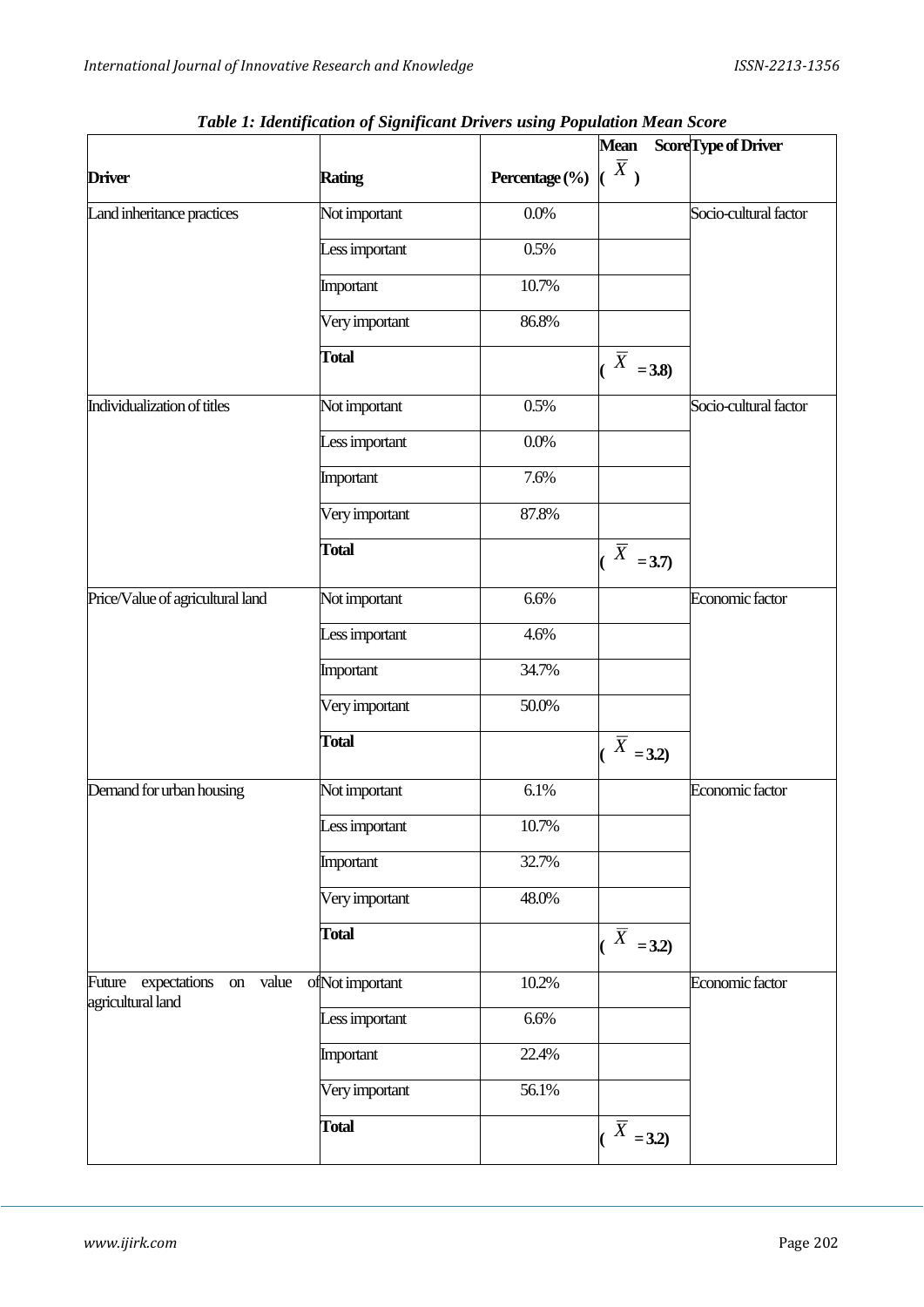*Table 1: Identification of Significant Drivers using Population Mean Score*

| Driver | Rating | Percentage (%) | Mean Score ($\bar{X}$) | Type of Driver |
|---|---|---|---|---|
| Land inheritance practices | Not important | 0.0% | | Socio-cultural factor |
| | Less important | 0.5% | | |
| | Important | 10.7% | | |
| | Very important | 86.8% | | |
| | **Total** | | **($\bar{X}$ = 3.8)** | |
| Individualization of titles | Not important | 0.5% | | Socio-cultural factor |
| | Less important | 0.0% | | |
| | Important | 7.6% | | |
| | Very important | 87.8% | | |
| | **Total** | | **($\bar{X}$ = 3.7)** | |
| Price/Value of agricultural land | Not important | 6.6% | | Economic factor |
| | Less important | 4.6% | | |
| | Important | 34.7% | | |
| | Very important | 50.0% | | |
| | **Total** | | **($\bar{X}$ = 3.2)** | |
| Demand for urban housing | Not important | 6.1% | | Economic factor |
| | Less important | 10.7% | | |
| | Important | 32.7% | | |
| | Very important | 48.0% | | |
| | **Total** | | **($\bar{X}$ = 3.2)** | |
| Future expectations on value of agricultural land | Not important | 10.2% | | Economic factor |
| | Less important | 6.6% | | |
| | Important | 22.4% | | |
| | Very important | 56.1% | | |
| | **Total** | | **($\bar{X}$ = 3.2)** | |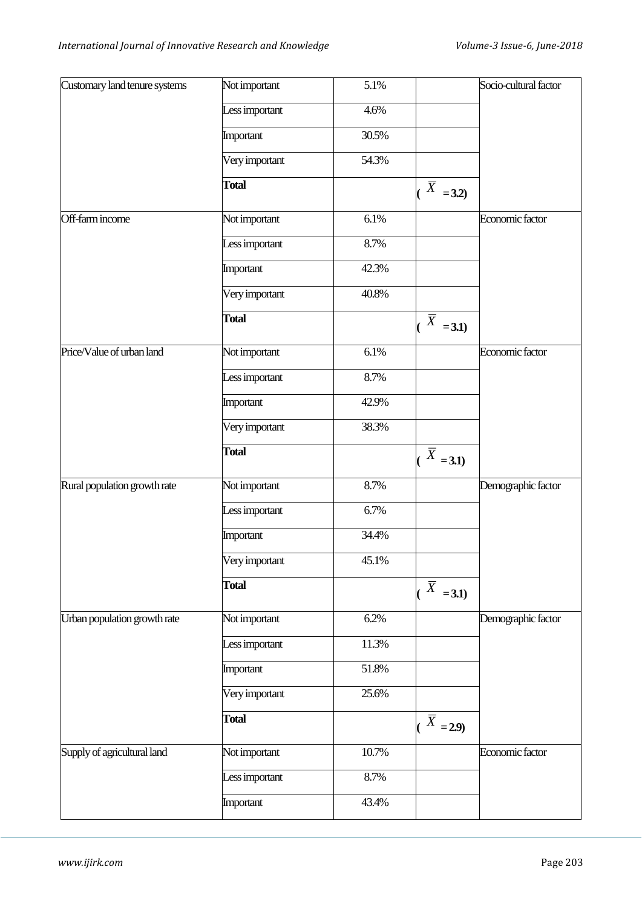| Customary land tenure systems | Not important | 5.1% | | Socio-cultural factor |
|---|---|---|---|---|
| | Less important | 4.6% | | |
| | Important | 30.5% | | |
| | Very important | 54.3% | | |
| | **Total** | | **($\overline{X}$ = 3.2)** | |
| Off-farm income | Not important | 6.1% | | Economic factor |
| | Less important | 8.7% | | |
| | Important | 42.3% | | |
| | Very important | 40.8% | | |
| | **Total** | | **($\overline{X}$ = 3.1)** | |
| Price/Value of urban land | Not important | 6.1% | | Economic factor |
| | Less important | 8.7% | | |
| | Important | 42.9% | | |
| | Very important | 38.3% | | |
| | **Total** | | **($\overline{X}$ = 3.1)** | |
| Rural population growth rate | Not important | 8.7% | | Demographic factor |
| | Less important | 6.7% | | |
| | Important | 34.4% | | |
| | Very important | 45.1% | | |
| | **Total** | | **($\overline{X}$ = 3.1)** | |
| Urban population growth rate | Not important | 6.2% | | Demographic factor |
| | Less important | 11.3% | | |
| | Important | 51.8% | | |
| | Very important | 25.6% | | |
| | **Total** | | **($\overline{X}$ = 2.9)** | |
| Supply of agricultural land | Not important | 10.7% | | Economic factor |
| | Less important | 8.7% | | |
| | Important | 43.4% | | |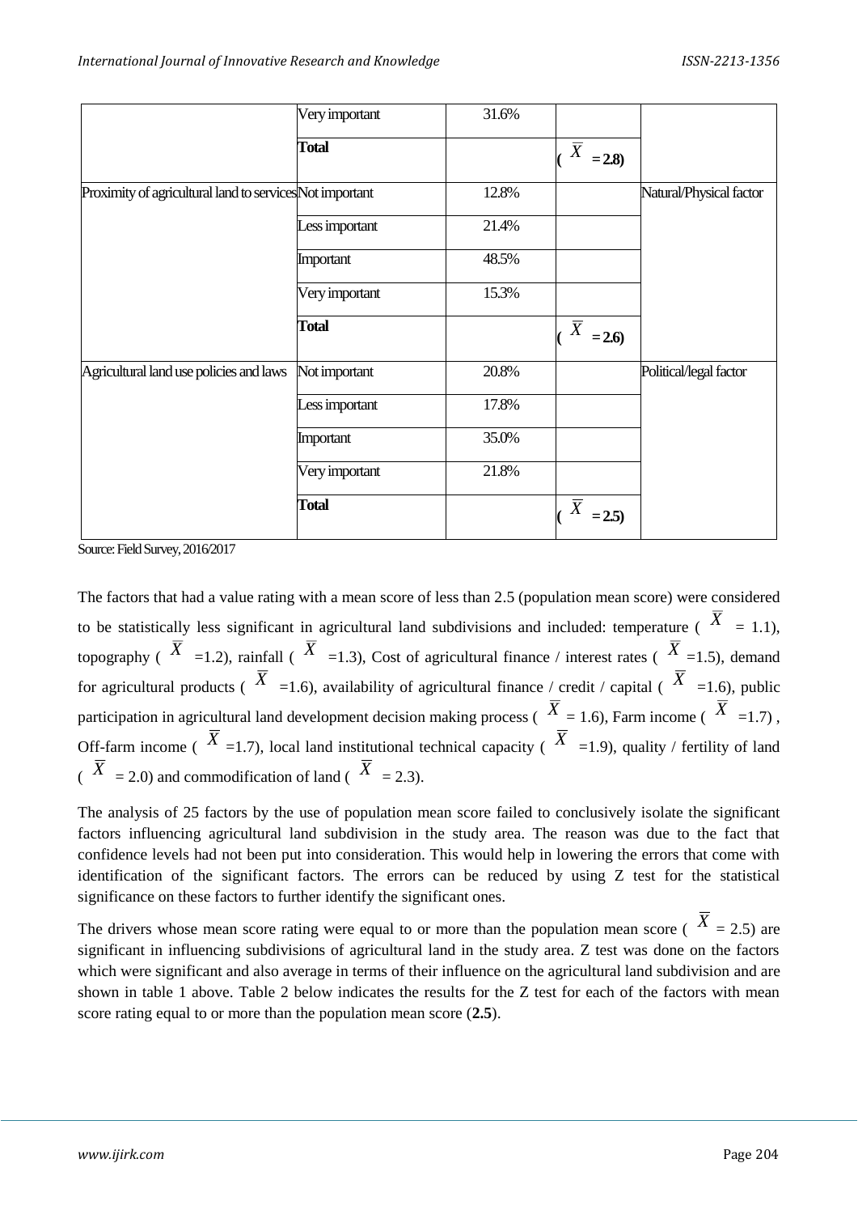| | Very important | 31.6% | | |
|---|---|---|---|---|
| | **Total** | | **($\overline{X}$ = 2.8)** | |
| Proximity of agricultural land to services | Not important | 12.8% | | Natural/Physical factor |
| | Less important | 21.4% | | |
| | Important | 48.5% | | |
| | Very important | 15.3% | | |
| | **Total** | | **($\overline{X}$ = 2.6)** | |
| Agricultural land use policies and laws | Not important | 20.8% | | Political/legal factor |
| | Less important | 17.8% | | |
| | Important | 35.0% | | |
| | Very important | 21.8% | | |
| | **Total** | | **($\overline{X}$ = 2.5)** | |

Source: Field Survey, 2016/2017

The factors that had a value rating with a mean score of less than 2.5 (population mean score) were considered to be statistically less significant in agricultural land subdivisions and included: temperature ( $\overline{X}$ = 1.1), topography ( $\overline{X}$ =1.2), rainfall ( $\overline{X}$ =1.3), Cost of agricultural finance / interest rates ( $\overline{X}$ =1.5), demand for agricultural products ( $\overline{X}$ =1.6), availability of agricultural finance / credit / capital ( $\overline{X}$ =1.6), public participation in agricultural land development decision making process ( $\overline{X}$ = 1.6), Farm income ( $\overline{X}$ =1.7) , Off-farm income ( $\overline{X}$ =1.7), local land institutional technical capacity ( $\overline{X}$ =1.9), quality / fertility of land ( $\overline{X}$ = 2.0) and commodification of land ( $\overline{X}$ = 2.3).

The analysis of 25 factors by the use of population mean score failed to conclusively isolate the significant factors influencing agricultural land subdivision in the study area. The reason was due to the fact that confidence levels had not been put into consideration. This would help in lowering the errors that come with identification of the significant factors. The errors can be reduced by using Z test for the statistical significance on these factors to further identify the significant ones.

The drivers whose mean score rating were equal to or more than the population mean score ( $\overline{X}$ = 2.5) are significant in influencing subdivisions of agricultural land in the study area. Z test was done on the factors which were significant and also average in terms of their influence on the agricultural land subdivision and are shown in table 1 above. Table 2 below indicates the results for the Z test for each of the factors with mean score rating equal to or more than the population mean score (**2.5**).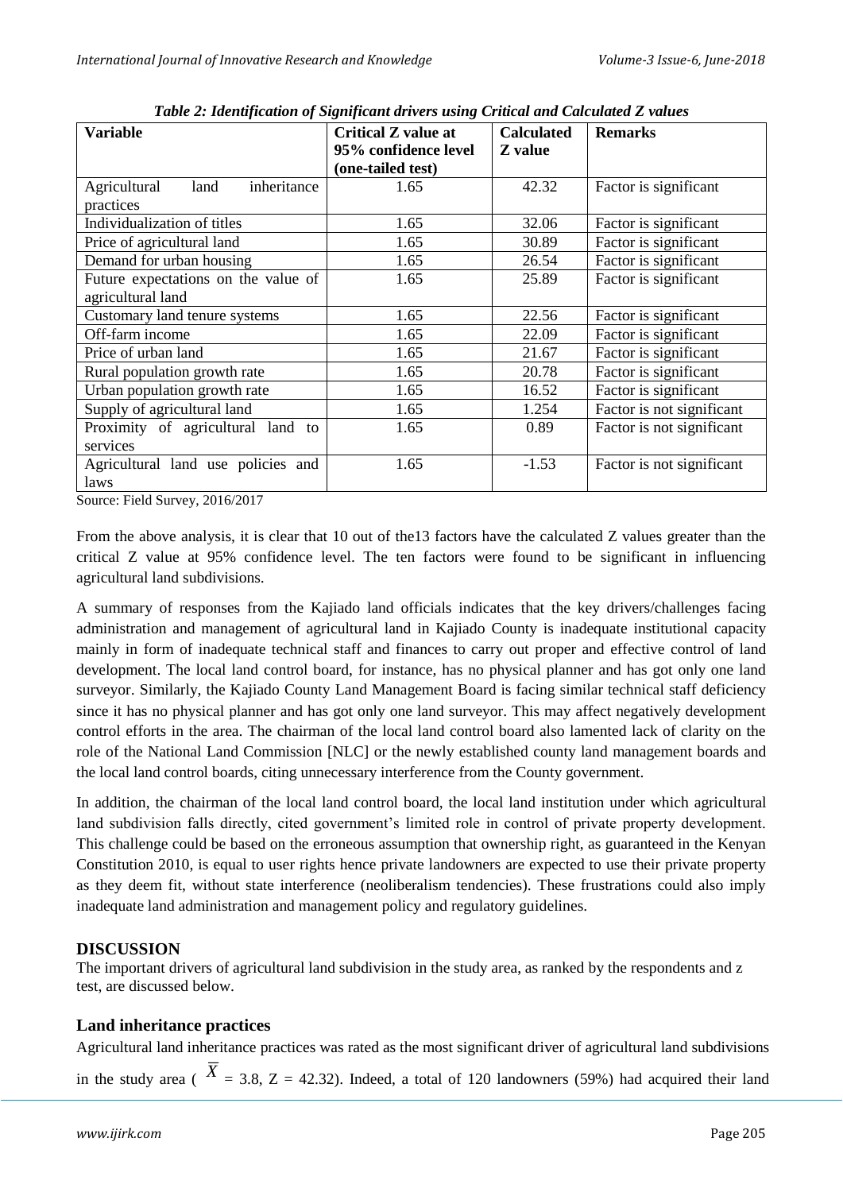*Table 2: Identification of Significant drivers using Critical and Calculated Z values*

| Variable | Critical Z value at 95% confidence level (one-tailed test) | Calculated Z value | Remarks |
|---|---|---|---|
| Agricultural land inheritance practices | 1.65 | 42.32 | Factor is significant |
| Individualization of titles | 1.65 | 32.06 | Factor is significant |
| Price of agricultural land | 1.65 | 30.89 | Factor is significant |
| Demand for urban housing | 1.65 | 26.54 | Factor is significant |
| Future expectations on the value of agricultural land | 1.65 | 25.89 | Factor is significant |
| Customary land tenure systems | 1.65 | 22.56 | Factor is significant |
| Off-farm income | 1.65 | 22.09 | Factor is significant |
| Price of urban land | 1.65 | 21.67 | Factor is significant |
| Rural population growth rate | 1.65 | 20.78 | Factor is significant |
| Urban population growth rate | 1.65 | 16.52 | Factor is significant |
| Supply of agricultural land | 1.65 | 1.254 | Factor is not significant |
| Proximity of agricultural land to services | 1.65 | 0.89 | Factor is not significant |
| Agricultural land use policies and laws | 1.65 | -1.53 | Factor is not significant |

Source: Field Survey, 2016/2017

From the above analysis, it is clear that 10 out of the13 factors have the calculated Z values greater than the critical Z value at 95% confidence level. The ten factors were found to be significant in influencing agricultural land subdivisions.

A summary of responses from the Kajiado land officials indicates that the key drivers/challenges facing administration and management of agricultural land in Kajiado County is inadequate institutional capacity mainly in form of inadequate technical staff and finances to carry out proper and effective control of land development. The local land control board, for instance, has no physical planner and has got only one land surveyor. Similarly, the Kajiado County Land Management Board is facing similar technical staff deficiency since it has no physical planner and has got only one land surveyor. This may affect negatively development control efforts in the area. The chairman of the local land control board also lamented lack of clarity on the role of the National Land Commission [NLC] or the newly established county land management boards and the local land control boards, citing unnecessary interference from the County government.

In addition, the chairman of the local land control board, the local land institution under which agricultural land subdivision falls directly, cited government's limited role in control of private property development. This challenge could be based on the erroneous assumption that ownership right, as guaranteed in the Kenyan Constitution 2010, is equal to user rights hence private landowners are expected to use their private property as they deem fit, without state interference (neoliberalism tendencies). These frustrations could also imply inadequate land administration and management policy and regulatory guidelines.

## DISCUSSION

The important drivers of agricultural land subdivision in the study area, as ranked by the respondents and z test, are discussed below.

### Land inheritance practices

Agricultural land inheritance practices was rated as the most significant driver of agricultural land subdivisions in the study area ( $\overline{X}$ = 3.8, Z = 42.32). Indeed, a total of 120 landowners (59%) had acquired their land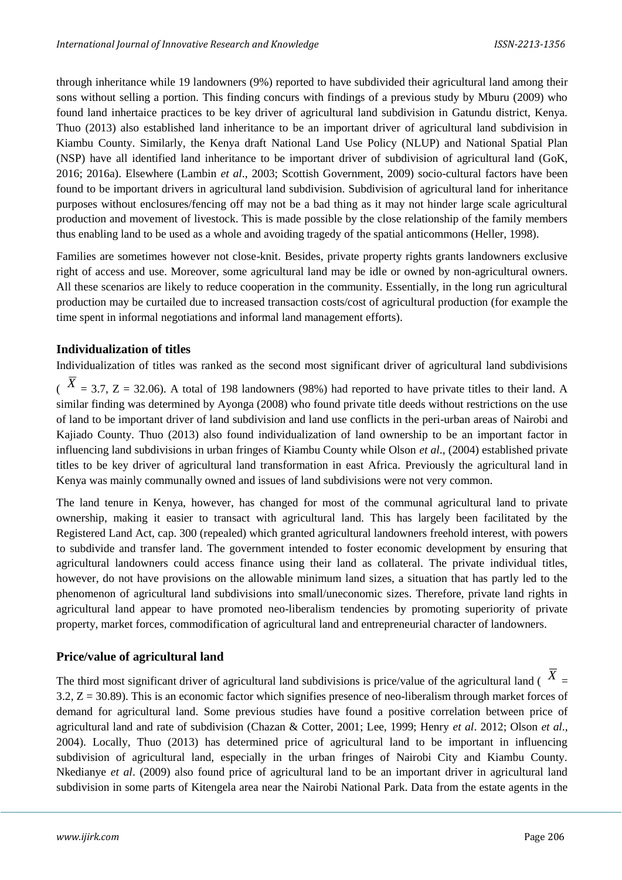through inheritance while 19 landowners (9%) reported to have subdivided their agricultural land among their sons without selling a portion. This finding concurs with findings of a previous study by Mburu (2009) who found land inhertaice practices to be key driver of agricultural land subdivision in Gatundu district, Kenya. Thuo (2013) also established land inheritance to be an important driver of agricultural land subdivision in Kiambu County. Similarly, the Kenya draft National Land Use Policy (NLUP) and National Spatial Plan (NSP) have all identified land inheritance to be important driver of subdivision of agricultural land (GoK, 2016; 2016a). Elsewhere (Lambin *et al*., 2003; Scottish Government, 2009) socio-cultural factors have been found to be important drivers in agricultural land subdivision. Subdivision of agricultural land for inheritance purposes without enclosures/fencing off may not be a bad thing as it may not hinder large scale agricultural production and movement of livestock. This is made possible by the close relationship of the family members thus enabling land to be used as a whole and avoiding tragedy of the spatial anticommons (Heller, 1998).

Families are sometimes however not close-knit. Besides, private property rights grants landowners exclusive right of access and use. Moreover, some agricultural land may be idle or owned by non-agricultural owners. All these scenarios are likely to reduce cooperation in the community. Essentially, in the long run agricultural production may be curtailed due to increased transaction costs/cost of agricultural production (for example the time spent in informal negotiations and informal land management efforts).

## Individualization of titles

Individualization of titles was ranked as the second most significant driver of agricultural land subdivisions ($\overline{X}$ = 3.7, Z = 32.06). A total of 198 landowners (98%) had reported to have private titles to their land. A similar finding was determined by Ayonga (2008) who found private title deeds without restrictions on the use of land to be important driver of land subdivision and land use conflicts in the peri-urban areas of Nairobi and Kajiado County. Thuo (2013) also found individualization of land ownership to be an important factor in influencing land subdivisions in urban fringes of Kiambu County while Olson *et al*., (2004) established private titles to be key driver of agricultural land transformation in east Africa. Previously the agricultural land in Kenya was mainly communally owned and issues of land subdivisions were not very common.

The land tenure in Kenya, however, has changed for most of the communal agricultural land to private ownership, making it easier to transact with agricultural land. This has largely been facilitated by the Registered Land Act, cap. 300 (repealed) which granted agricultural landowners freehold interest, with powers to subdivide and transfer land. The government intended to foster economic development by ensuring that agricultural landowners could access finance using their land as collateral. The private individual titles, however, do not have provisions on the allowable minimum land sizes, a situation that has partly led to the phenomenon of agricultural land subdivisions into small/uneconomic sizes. Therefore, private land rights in agricultural land appear to have promoted neo-liberalism tendencies by promoting superiority of private property, market forces, commodification of agricultural land and entrepreneurial character of landowners.

## Price/value of agricultural land

The third most significant driver of agricultural land subdivisions is price/value of the agricultural land ($\overline{X}$ = 3.2, Z = 30.89). This is an economic factor which signifies presence of neo-liberalism through market forces of demand for agricultural land. Some previous studies have found a positive correlation between price of agricultural land and rate of subdivision (Chazan & Cotter, 2001; Lee, 1999; Henry *et al*. 2012; Olson *et al*., 2004). Locally, Thuo (2013) has determined price of agricultural land to be important in influencing subdivision of agricultural land, especially in the urban fringes of Nairobi City and Kiambu County. Nkedianye *et al*. (2009) also found price of agricultural land to be an important driver in agricultural land subdivision in some parts of Kitengela area near the Nairobi National Park. Data from the estate agents in the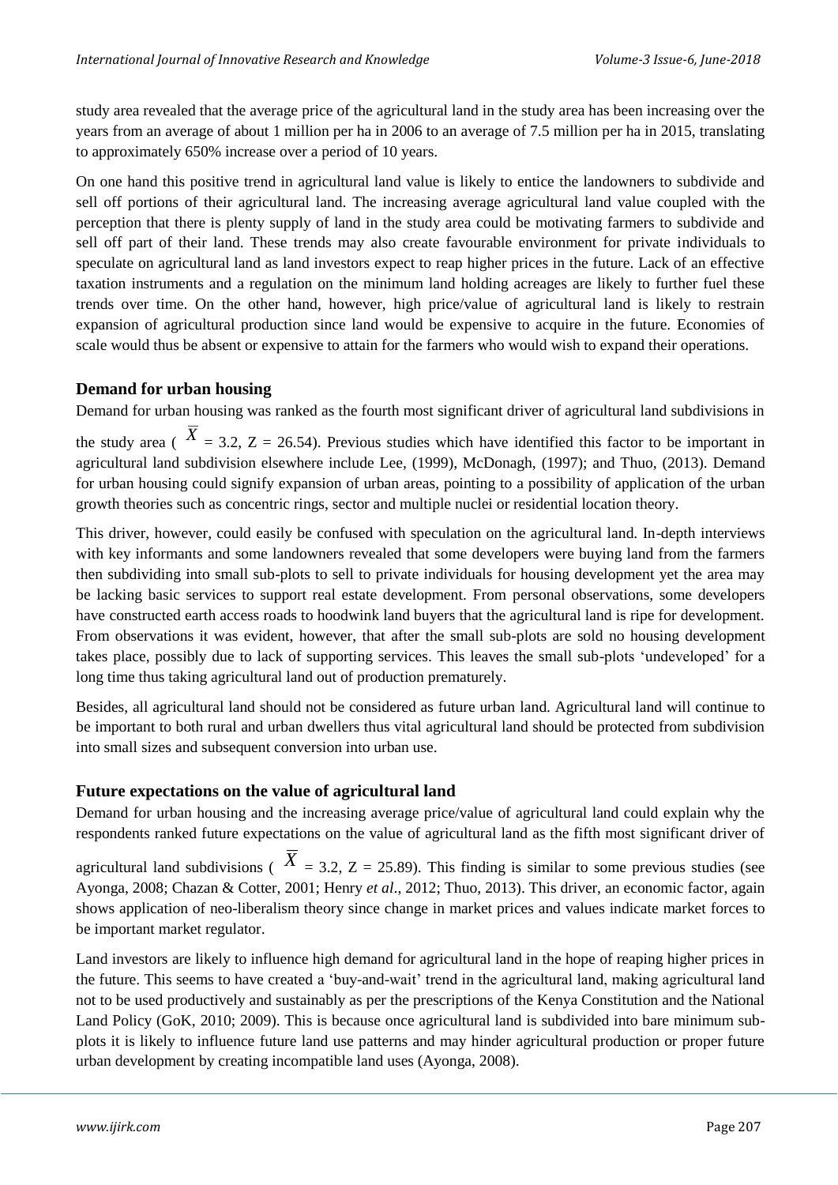study area revealed that the average price of the agricultural land in the study area has been increasing over the years from an average of about 1 million per ha in 2006 to an average of 7.5 million per ha in 2015, translating to approximately 650% increase over a period of 10 years.

On one hand this positive trend in agricultural land value is likely to entice the landowners to subdivide and sell off portions of their agricultural land. The increasing average agricultural land value coupled with the perception that there is plenty supply of land in the study area could be motivating farmers to subdivide and sell off part of their land. These trends may also create favourable environment for private individuals to speculate on agricultural land as land investors expect to reap higher prices in the future. Lack of an effective taxation instruments and a regulation on the minimum land holding acreages are likely to further fuel these trends over time. On the other hand, however, high price/value of agricultural land is likely to restrain expansion of agricultural production since land would be expensive to acquire in the future. Economies of scale would thus be absent or expensive to attain for the farmers who would wish to expand their operations.

## Demand for urban housing

Demand for urban housing was ranked as the fourth most significant driver of agricultural land subdivisions in the study area ( $\overline{X}$ = 3.2, Z = 26.54). Previous studies which have identified this factor to be important in agricultural land subdivision elsewhere include Lee, (1999), McDonagh, (1997); and Thuo, (2013). Demand for urban housing could signify expansion of urban areas, pointing to a possibility of application of the urban growth theories such as concentric rings, sector and multiple nuclei or residential location theory.

This driver, however, could easily be confused with speculation on the agricultural land. In-depth interviews with key informants and some landowners revealed that some developers were buying land from the farmers then subdividing into small sub-plots to sell to private individuals for housing development yet the area may be lacking basic services to support real estate development. From personal observations, some developers have constructed earth access roads to hoodwink land buyers that the agricultural land is ripe for development. From observations it was evident, however, that after the small sub-plots are sold no housing development takes place, possibly due to lack of supporting services. This leaves the small sub-plots 'undeveloped' for a long time thus taking agricultural land out of production prematurely.

Besides, all agricultural land should not be considered as future urban land. Agricultural land will continue to be important to both rural and urban dwellers thus vital agricultural land should be protected from subdivision into small sizes and subsequent conversion into urban use.

## Future expectations on the value of agricultural land

Demand for urban housing and the increasing average price/value of agricultural land could explain why the respondents ranked future expectations on the value of agricultural land as the fifth most significant driver of agricultural land subdivisions ( $\overline{X}$ = 3.2, Z = 25.89). This finding is similar to some previous studies (see Ayonga, 2008; Chazan & Cotter, 2001; Henry *et al*., 2012; Thuo, 2013). This driver, an economic factor, again shows application of neo-liberalism theory since change in market prices and values indicate market forces to be important market regulator.

Land investors are likely to influence high demand for agricultural land in the hope of reaping higher prices in the future. This seems to have created a 'buy-and-wait' trend in the agricultural land, making agricultural land not to be used productively and sustainably as per the prescriptions of the Kenya Constitution and the National Land Policy (GoK, 2010; 2009). This is because once agricultural land is subdivided into bare minimum sub-plots it is likely to influence future land use patterns and may hinder agricultural production or proper future urban development by creating incompatible land uses (Ayonga, 2008).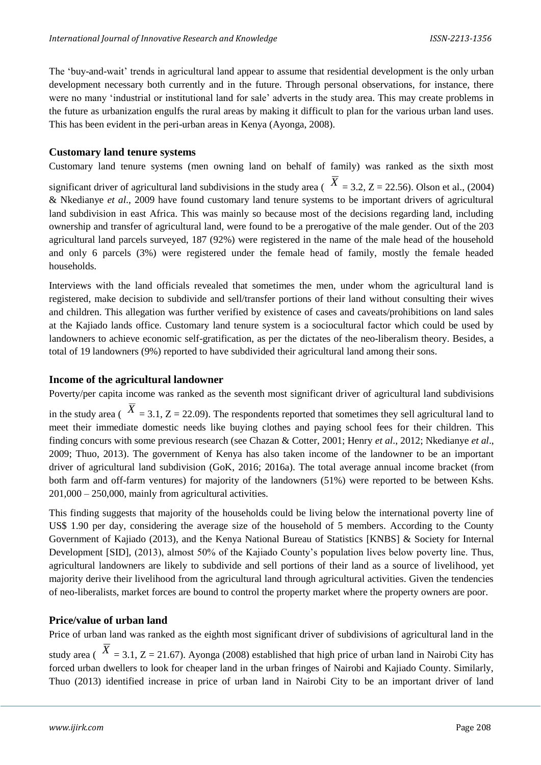The 'buy-and-wait' trends in agricultural land appear to assume that residential development is the only urban development necessary both currently and in the future. Through personal observations, for instance, there were no many 'industrial or institutional land for sale' adverts in the study area. This may create problems in the future as urbanization engulfs the rural areas by making it difficult to plan for the various urban land uses. This has been evident in the peri-urban areas in Kenya (Ayonga, 2008).

## Customary land tenure systems

Customary land tenure systems (men owning land on behalf of family) was ranked as the sixth most significant driver of agricultural land subdivisions in the study area ( $\overline{X}$ = 3.2, Z = 22.56). Olson et al., (2004) & Nkedianye *et al*., 2009 have found customary land tenure systems to be important drivers of agricultural land subdivision in east Africa. This was mainly so because most of the decisions regarding land, including ownership and transfer of agricultural land, were found to be a prerogative of the male gender. Out of the 203 agricultural land parcels surveyed, 187 (92%) were registered in the name of the male head of the household and only 6 parcels (3%) were registered under the female head of family, mostly the female headed households.

Interviews with the land officials revealed that sometimes the men, under whom the agricultural land is registered, make decision to subdivide and sell/transfer portions of their land without consulting their wives and children. This allegation was further verified by existence of cases and caveats/prohibitions on land sales at the Kajiado lands office. Customary land tenure system is a sociocultural factor which could be used by landowners to achieve economic self-gratification, as per the dictates of the neo-liberalism theory. Besides, a total of 19 landowners (9%) reported to have subdivided their agricultural land among their sons.

## Income of the agricultural landowner

Poverty/per capita income was ranked as the seventh most significant driver of agricultural land subdivisions in the study area ( $\overline{X}$ = 3.1, Z = 22.09). The respondents reported that sometimes they sell agricultural land to meet their immediate domestic needs like buying clothes and paying school fees for their children. This finding concurs with some previous research (see Chazan & Cotter, 2001; Henry *et al*., 2012; Nkedianye *et al*., 2009; Thuo, 2013). The government of Kenya has also taken income of the landowner to be an important driver of agricultural land subdivision (GoK, 2016; 2016a). The total average annual income bracket (from both farm and off-farm ventures) for majority of the landowners (51%) were reported to be between Kshs. 201,000 – 250,000, mainly from agricultural activities.

This finding suggests that majority of the households could be living below the international poverty line of US$ 1.90 per day, considering the average size of the household of 5 members. According to the County Government of Kajiado (2013), and the Kenya National Bureau of Statistics [KNBS] & Society for Internal Development [SID], (2013), almost 50% of the Kajiado County's population lives below poverty line. Thus, agricultural landowners are likely to subdivide and sell portions of their land as a source of livelihood, yet majority derive their livelihood from the agricultural land through agricultural activities. Given the tendencies of neo-liberalists, market forces are bound to control the property market where the property owners are poor.

## Price/value of urban land

Price of urban land was ranked as the eighth most significant driver of subdivisions of agricultural land in the study area ( $\overline{X}$ = 3.1, Z = 21.67). Ayonga (2008) established that high price of urban land in Nairobi City has forced urban dwellers to look for cheaper land in the urban fringes of Nairobi and Kajiado County. Similarly, Thuo (2013) identified increase in price of urban land in Nairobi City to be an important driver of land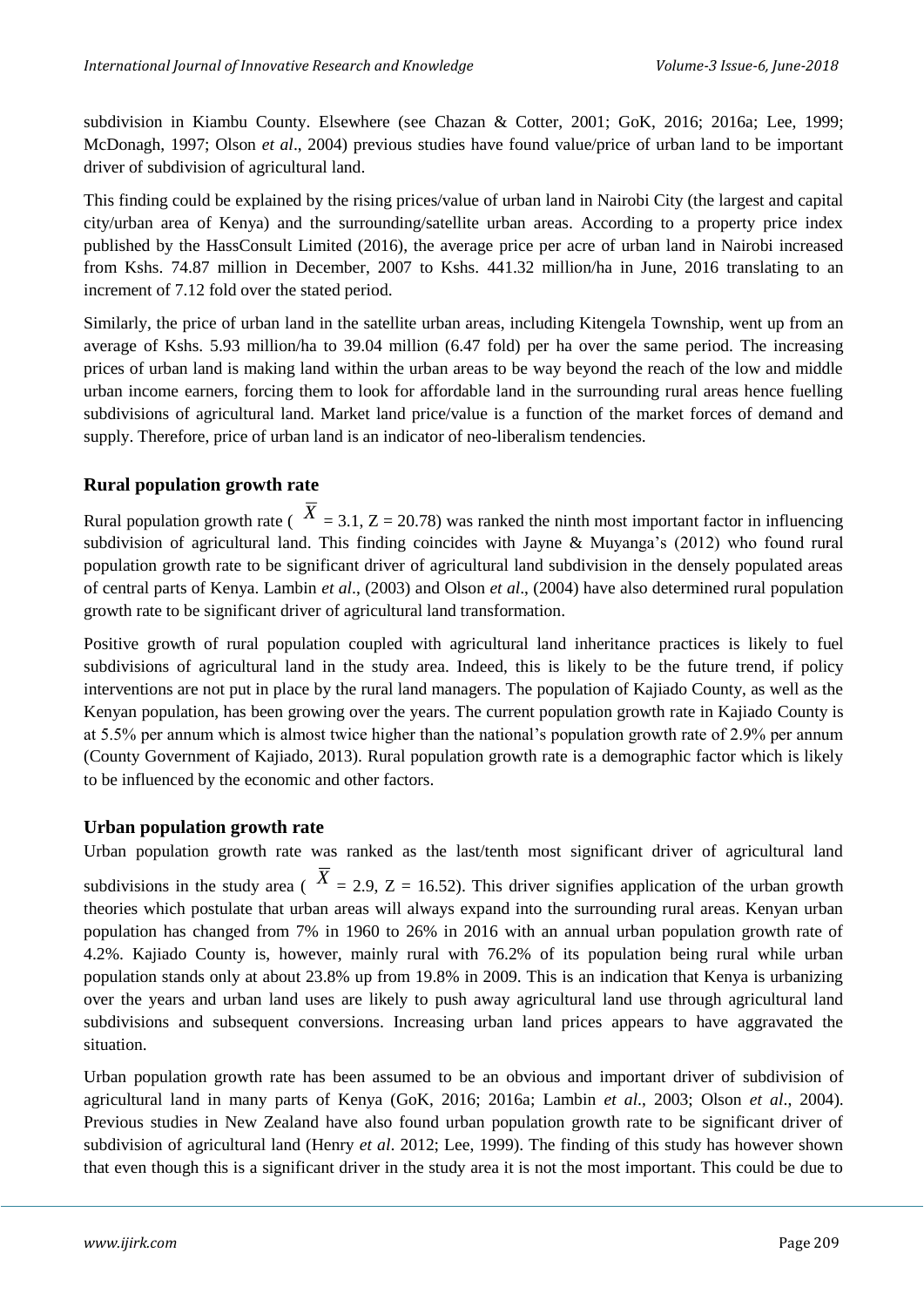subdivision in Kiambu County. Elsewhere (see Chazan & Cotter, 2001; GoK, 2016; 2016a; Lee, 1999; McDonagh, 1997; Olson *et al*., 2004) previous studies have found value/price of urban land to be important driver of subdivision of agricultural land.

This finding could be explained by the rising prices/value of urban land in Nairobi City (the largest and capital city/urban area of Kenya) and the surrounding/satellite urban areas. According to a property price index published by the HassConsult Limited (2016), the average price per acre of urban land in Nairobi increased from Kshs. 74.87 million in December, 2007 to Kshs. 441.32 million/ha in June, 2016 translating to an increment of 7.12 fold over the stated period.

Similarly, the price of urban land in the satellite urban areas, including Kitengela Township, went up from an average of Kshs. 5.93 million/ha to 39.04 million (6.47 fold) per ha over the same period. The increasing prices of urban land is making land within the urban areas to be way beyond the reach of the low and middle urban income earners, forcing them to look for affordable land in the surrounding rural areas hence fuelling subdivisions of agricultural land. Market land price/value is a function of the market forces of demand and supply. Therefore, price of urban land is an indicator of neo-liberalism tendencies.

## Rural population growth rate

Rural population growth rate ( $\overline{X}$ = 3.1, Z = 20.78) was ranked the ninth most important factor in influencing subdivision of agricultural land. This finding coincides with Jayne & Muyanga's (2012) who found rural population growth rate to be significant driver of agricultural land subdivision in the densely populated areas of central parts of Kenya. Lambin *et al*., (2003) and Olson *et al*., (2004) have also determined rural population growth rate to be significant driver of agricultural land transformation.

Positive growth of rural population coupled with agricultural land inheritance practices is likely to fuel subdivisions of agricultural land in the study area. Indeed, this is likely to be the future trend, if policy interventions are not put in place by the rural land managers. The population of Kajiado County, as well as the Kenyan population, has been growing over the years. The current population growth rate in Kajiado County is at 5.5% per annum which is almost twice higher than the national's population growth rate of 2.9% per annum (County Government of Kajiado, 2013). Rural population growth rate is a demographic factor which is likely to be influenced by the economic and other factors.

## Urban population growth rate

Urban population growth rate was ranked as the last/tenth most significant driver of agricultural land subdivisions in the study area ( $\overline{X}$ = 2.9, Z = 16.52). This driver signifies application of the urban growth theories which postulate that urban areas will always expand into the surrounding rural areas. Kenyan urban population has changed from 7% in 1960 to 26% in 2016 with an annual urban population growth rate of 4.2%. Kajiado County is, however, mainly rural with 76.2% of its population being rural while urban population stands only at about 23.8% up from 19.8% in 2009. This is an indication that Kenya is urbanizing over the years and urban land uses are likely to push away agricultural land use through agricultural land subdivisions and subsequent conversions. Increasing urban land prices appears to have aggravated the situation.

Urban population growth rate has been assumed to be an obvious and important driver of subdivision of agricultural land in many parts of Kenya (GoK, 2016; 2016a; Lambin *et al*., 2003; Olson *et al*., 2004). Previous studies in New Zealand have also found urban population growth rate to be significant driver of subdivision of agricultural land (Henry *et al*. 2012; Lee, 1999). The finding of this study has however shown that even though this is a significant driver in the study area it is not the most important. This could be due to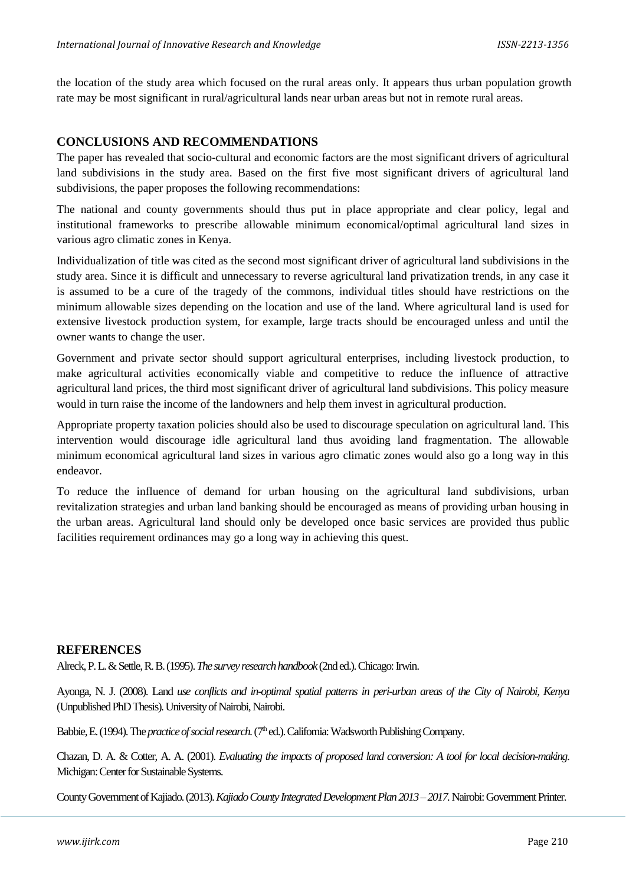the location of the study area which focused on the rural areas only. It appears thus urban population growth rate may be most significant in rural/agricultural lands near urban areas but not in remote rural areas.

## CONCLUSIONS AND RECOMMENDATIONS

The paper has revealed that socio-cultural and economic factors are the most significant drivers of agricultural land subdivisions in the study area. Based on the first five most significant drivers of agricultural land subdivisions, the paper proposes the following recommendations:

The national and county governments should thus put in place appropriate and clear policy, legal and institutional frameworks to prescribe allowable minimum economical/optimal agricultural land sizes in various agro climatic zones in Kenya.

Individualization of title was cited as the second most significant driver of agricultural land subdivisions in the study area. Since it is difficult and unnecessary to reverse agricultural land privatization trends, in any case it is assumed to be a cure of the tragedy of the commons, individual titles should have restrictions on the minimum allowable sizes depending on the location and use of the land. Where agricultural land is used for extensive livestock production system, for example, large tracts should be encouraged unless and until the owner wants to change the user.

Government and private sector should support agricultural enterprises, including livestock production, to make agricultural activities economically viable and competitive to reduce the influence of attractive agricultural land prices, the third most significant driver of agricultural land subdivisions. This policy measure would in turn raise the income of the landowners and help them invest in agricultural production.

Appropriate property taxation policies should also be used to discourage speculation on agricultural land. This intervention would discourage idle agricultural land thus avoiding land fragmentation. The allowable minimum economical agricultural land sizes in various agro climatic zones would also go a long way in this endeavor.

To reduce the influence of demand for urban housing on the agricultural land subdivisions, urban revitalization strategies and urban land banking should be encouraged as means of providing urban housing in the urban areas. Agricultural land should only be developed once basic services are provided thus public facilities requirement ordinances may go a long way in achieving this quest.

## REFERENCES

Alreck, P. L. & Settle, R. B. (1995). *The survey research handbook* (2nd ed.). Chicago: Irwin.

Ayonga, N. J. (2008). Land *use conflicts and in-optimal spatial patterns in peri-urban areas of the City of Nairobi, Kenya* (Unpublished PhD Thesis). University of Nairobi, Nairobi.

Babbie, E. (1994). The *practice of social research.* (7th ed.). California: Wadsworth Publishing Company.

Chazan, D. A. & Cotter, A. A. (2001). *Evaluating the impacts of proposed land conversion: A tool for local decision-making.* Michigan: Center for Sustainable Systems.

County Government of Kajiado. (2013). *Kajiado County Integrated Development Plan 2013 – 2017.* Nairobi: Government Printer.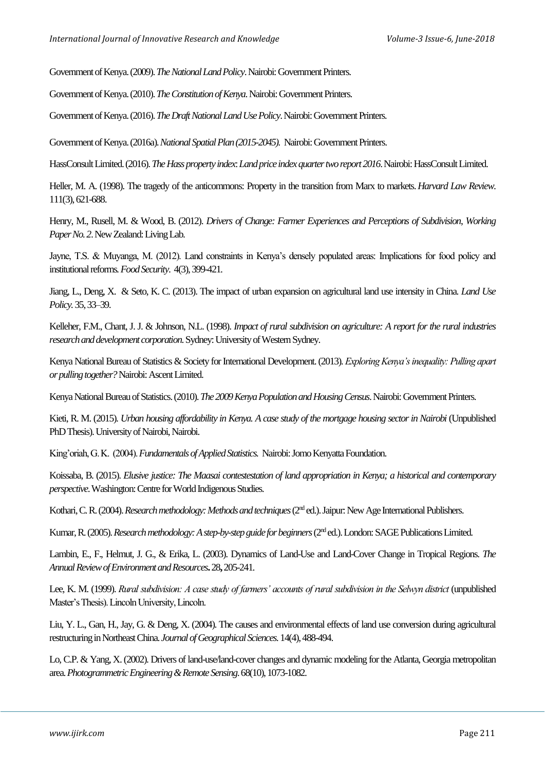Government of Kenya. (2009). *The National Land Policy*. Nairobi: Government Printers.

Government of Kenya. (2010). *The Constitution of Kenya*. Nairobi: Government Printers.

Government of Kenya. (2016). *The Draft National Land Use Policy*. Nairobi: Government Printers.

Government of Kenya. (2016a). *National Spatial Plan (2015-2045).* Nairobi: Government Printers.

HassConsult Limited. (2016). *The Hass property index*: *Land price index quarter two report 2016*. Nairobi: HassConsult Limited.

Heller, M. A. (1998). The tragedy of the anticommons: Property in the transition from Marx to markets. *Harvard Law Review*. 111(3), 621-688.

Henry, M., Rusell, M. & Wood, B. (2012). *Drivers of Change: Farmer Experiences and Perceptions of Subdivision*, *Working Paper No. 2*. New Zealand: Living Lab.

Jayne, T.S. & Muyanga, M. (2012). Land constraints in Kenya's densely populated areas: Implications for food policy and institutional reforms. *Food Security*. 4(3), 399-421.

Jiang, L., Deng, X. & Seto, K. C. (2013). The impact of urban expansion on agricultural land use intensity in China. *Land Use Policy*. 35, 33–39.

Kelleher, F.M., Chant, J. J. & Johnson, N.L. (1998). *Impact of rural subdivision on agriculture: A report for the rural industries research and development corporation*. Sydney: University of Western Sydney.

Kenya National Bureau of Statistics & Society for International Development. (2013). *Exploring Kenya's inequality: Pulling apart or pulling together?* Nairobi: Ascent Limited.

Kenya National Bureau of Statistics. (2010). *The 2009 Kenya Population and Housing Census*. Nairobi: Government Printers.

Kieti, R. M. (2015). *Urban housing affordability in Kenya. A case study of the mortgage housing sector in Nairobi* (Unpublished PhD Thesis). University of Nairobi, Nairobi.

King'oriah, G. K. (2004). *Fundamentals of Applied Statistics.* Nairobi: Jomo Kenyatta Foundation.

Koissaba, B. (2015). *Elusive justice: The Maasai contestestation of land appropriation in Kenya; a historical and contemporary perspective*. Washington: Centre for World Indigenous Studies.

Kothari, C. R. (2004). *Research methodology: Methods and techniques* (2nd ed.). Jaipur: New Age International Publishers.

Kumar, R. (2005). *Research methodology: A step-by-step guide for beginners* (2nd ed.). London: SAGE Publications Limited.

Lambin, E., F., Helmut, J. G., & Erika, L. (2003). Dynamics of Land-Use and Land-Cover Change in Tropical Regions. *The Annual Review of Environment and Resources*. 28, 205-241.

Lee, K. M. (1999). *Rural subdivision: A case study of farmers' accounts of rural subdivision in the Selwyn district* (unpublished Master's Thesis). Lincoln University, Lincoln.

Liu, Y. L., Gan, H., Jay, G. & Deng, X. (2004). The causes and environmental effects of land use conversion during agricultural restructuring in Northeast China. *Journal of Geographical Sciences*. 14(4), 488-494.

Lo, C.P. & Yang, X. (2002). Drivers of land-use/land-cover changes and dynamic modeling for the Atlanta, Georgia metropolitan area. *Photogrammetric Engineering & Remote Sensing*. 68(10), 1073-1082.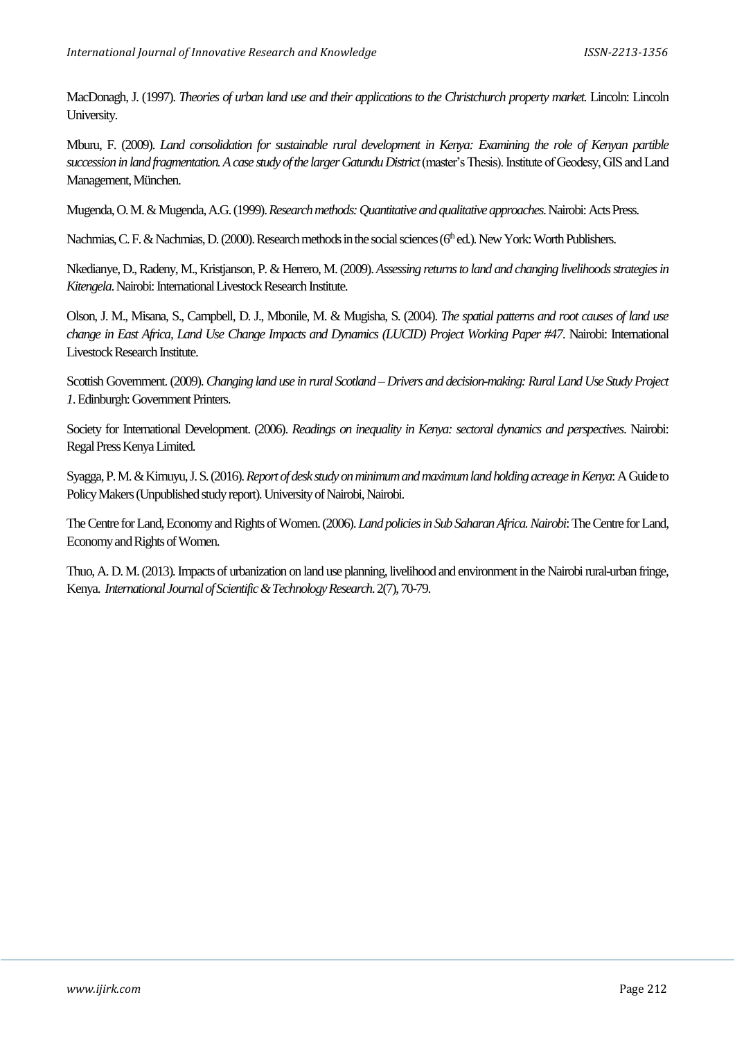MacDonagh, J. (1997). *Theories of urban land use and their applications to the Christchurch property market.* Lincoln: Lincoln University.

Mburu, F. (2009). *Land consolidation for sustainable rural development in Kenya: Examining the role of Kenyan partible succession in land fragmentation. A case study of the larger Gatundu District* (master's Thesis). Institute of Geodesy, GIS and Land Management, München.

Mugenda, O. M. & Mugenda, A.G. (1999). *Research methods: Quantitative and qualitative approaches*. Nairobi: Acts Press.

Nachmias, C. F. & Nachmias, D. (2000). Research methods in the social sciences (6th ed.). New York: Worth Publishers.

Nkedianye, D., Radeny, M., Kristjanson, P. & Herrero, M. (2009). *Assessing returns to land and changing livelihoods strategies in Kitengela*. Nairobi: International Livestock Research Institute.

Olson, J. M., Misana, S., Campbell, D. J., Mbonile, M. & Mugisha, S. (2004). *The spatial patterns and root causes of land use change in East Africa, Land Use Change Impacts and Dynamics (LUCID) Project Working Paper #47*. Nairobi: International Livestock Research Institute.

Scottish Government. (2009). *Changing land use in rural Scotland – Drivers and decision-making: Rural Land Use Study Project 1*. Edinburgh: Government Printers.

Society for International Development. (2006). *Readings on inequality in Kenya: sectoral dynamics and perspectives*. Nairobi: Regal Press Kenya Limited.

Syagga, P. M. & Kimuyu, J. S. (2016). *Report of desk study on minimum and maximum land holding acreage in Kenya*: A Guide to Policy Makers (Unpublished study report). University of Nairobi, Nairobi.

The Centre for Land, Economy and Rights of Women. (2006). *Land policies in Sub Saharan Africa. Nairobi*: The Centre for Land, Economy and Rights of Women.

Thuo, A. D. M. (2013). Impacts of urbanization on land use planning, livelihood and environment in the Nairobi rural-urban fringe, Kenya. *International Journal of Scientific & Technology Research*. 2(7), 70-79.